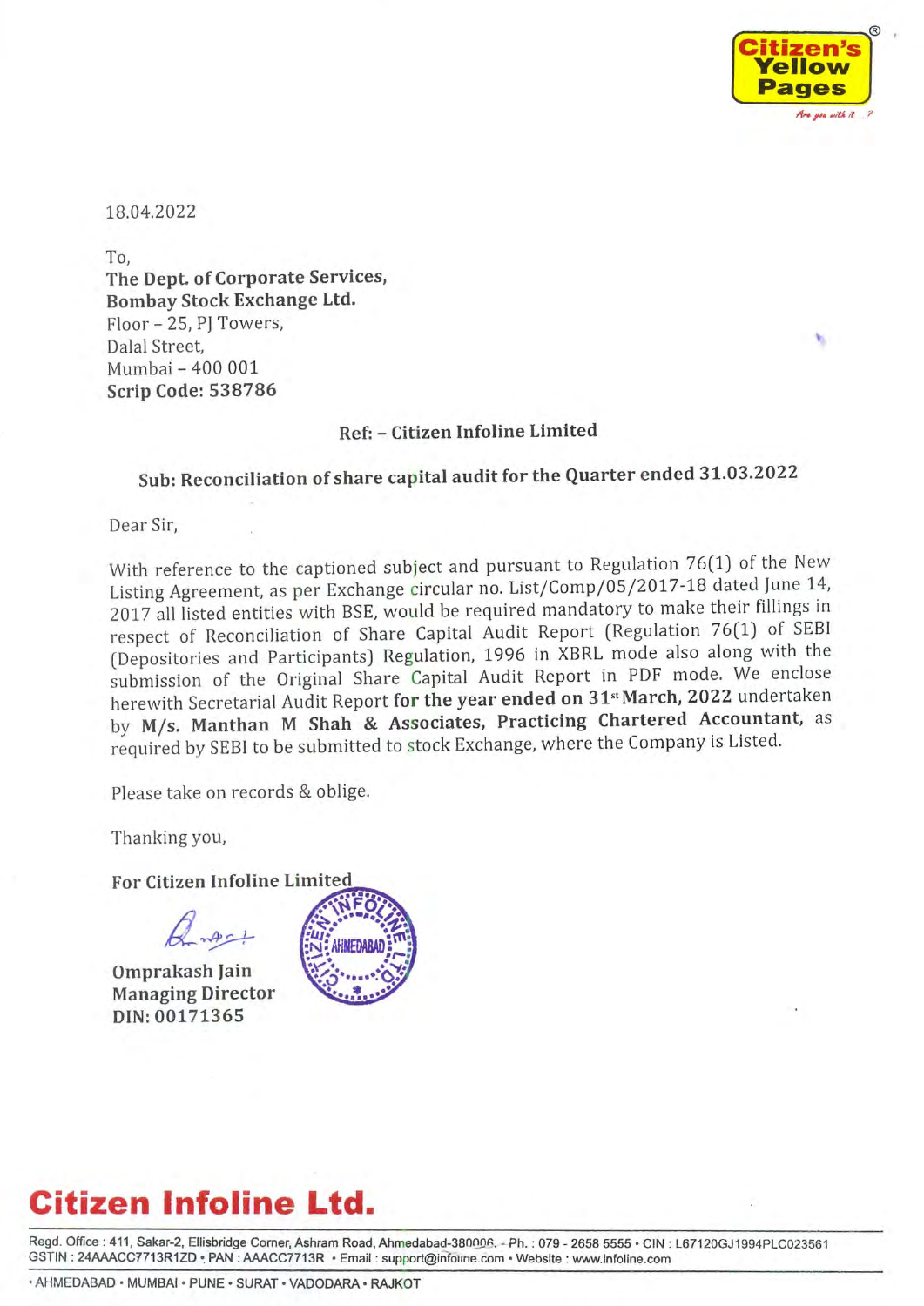Citizen's Yellow Pages®

*Are you with it ...?*

18.04.2022

To,

**The Dept. of Corporate Services,**
**Bombay Stock Exchange Ltd.**
Floor – 25, PJ Towers,
Dalal Street,
Mumbai – 400 001
**Scrip Code: 538786**

**Ref: – Citizen Infoline Limited**

**Sub: Reconciliation of share capital audit for the Quarter ended 31.03.2022**

Dear Sir,

With reference to the captioned subject and pursuant to Regulation 76(1) of the New Listing Agreement, as per Exchange circular no. List/Comp/05/2017-18 dated June 14, 2017 all listed entities with BSE, would be required mandatory to make their fillings in respect of Reconciliation of Share Capital Audit Report (Regulation 76(1) of SEBI (Depositories and Participants) Regulation, 1996 in XBRL mode also along with the submission of the Original Share Capital Audit Report in PDF mode. We enclose herewith Secretarial Audit Report **for the year ended on 31st March, 2022** undertaken by **M/s. Manthan M Shah & Associates, Practicing Chartered Accountant,** as required by SEBI to be submitted to stock Exchange, where the Company is Listed.

Please take on records & oblige.

Thanking you,

**For Citizen Infoline Limited**

**Omprakash Jain**
**Managing Director**
**DIN: 00171365**

# Citizen Infoline Ltd.

Regd. Office : 411, Sakar-2, Ellisbridge Corner, Ashram Road, Ahmedabad-380006. • Ph. : 079 - 2658 5555 • CIN : L67120GJ1994PLC023561
GSTIN : 24AAACC7713R1ZD • PAN : AAACC7713R • Email : support@infoline.com • Website : www.infoline.com

• AHMEDABAD • MUMBAI • PUNE • SURAT • VADODARA • RAJKOT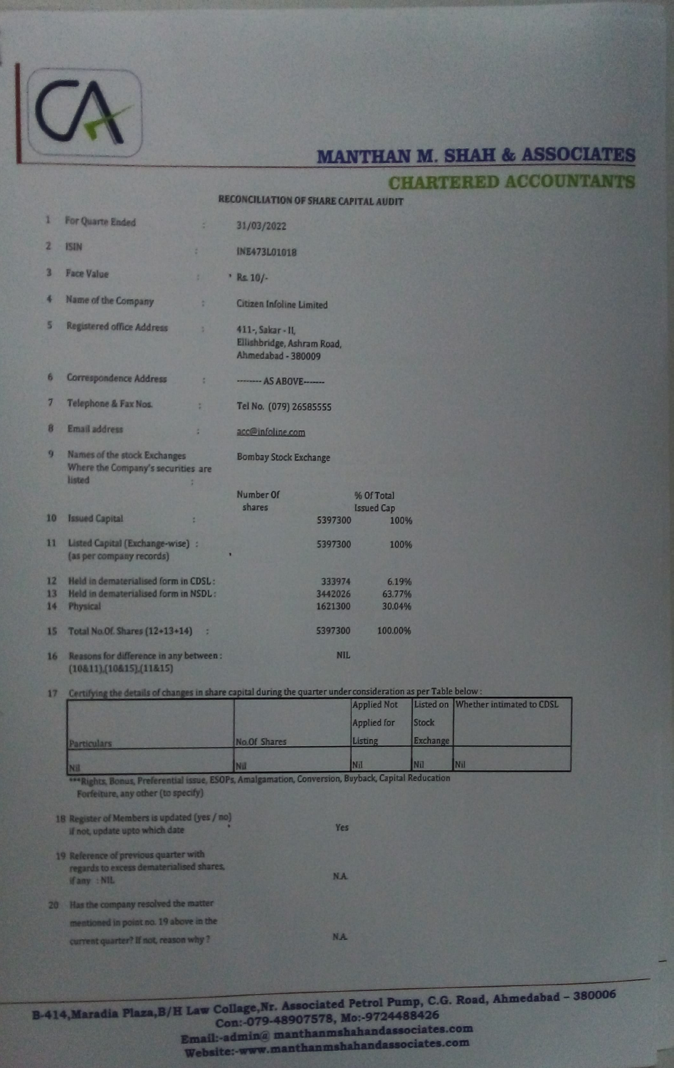# MANTHAN M. SHAH & ASSOCIATES

## CHARTERED ACCOUNTANTS

### RECONCILIATION OF SHARE CAPITAL AUDIT

| | | | | | |
|---|---|---|---|---|---|
| 1 | For Quarte Ended | : | 31/03/2022 | | |
| 2 | ISIN | : | INE473L01018 | | |
| 3 | Face Value | : | Rs. 10/- | | |
| 4 | Name of the Company | : | Citizen Infoline Limited | | |
| 5 | Registered office Address | : | 411-, Sakar - II, Ellishbridge, Ashram Road, Ahmedabad - 380009 | | |
| 6 | Correspondence Address | : | -------- AS ABOVE------ | | |
| 7 | Telephone & Fax Nos. | : | Tel No. (079) 26585555 | | |
| 8 | Email address | : | acc@infoline.com | | |
| 9 | Names of the stock Exchanges Where the Company's securities are listed | : | Bombay Stock Exchange | | |
| | | | | Number Of shares | % Of Total Issued Cap |
| 10 | Issued Capital | : | | 5397300 | 100% |
| 11 | Listed Capital (Exchange-wise) : (as per company records) | | | 5397300 | 100% |
| 12 | Held in dematerialised form in CDSL : | | | 333974 | 6.19% |
| 13 | Held in dematerialised form in NSDL : | | | 3442026 | 63.77% |
| 14 | Physical | | | 1621300 | 30.04% |
| 15 | Total No.Of. Shares (12+13+14) | : | | 5397300 | 100.00% |
| 16 | Reasons for difference in any between : (10&11),(10&15),(11&15) | | | NIL | |

17 Certifying the details of changes in share capital during the quarter under consideration as per Table below :

| Particulars | No.Of Shares | Applied Not Applied for Listing | Listed on Stock Exchange | Whether intimated to CDSL |
|---|---|---|---|---|
| Nil | Nil | Nil | Nil | Nil |

***Rights, Bonus, Preferential issue, ESOPs, Amalgamation, Conversion, Buyback, Capital Reducation Forfeiture, any other (to specify)

| | | |
|---|---|---|
| 18 | Register of Members is updated (yes / no) if not, update upto which date | Yes |
| 19 | Reference of previous quarter with regards to excess dematerialised shares, if any : NIL | N.A. |
| 20 | Has the company resolved the matter mentioned in point no. 19 above in the current quarter? If not, reason why ? | N.A. |

B-414,Maradia Plaza,B/H Law Collage,Nr. Associated Petrol Pump, C.G. Road, Ahmedabad – 380006
Con:-079-48907578, Mo:-9724488426
Email:-admin@ manthanmshahandassociates.com
Website:-www.manthanmshahandassociates.com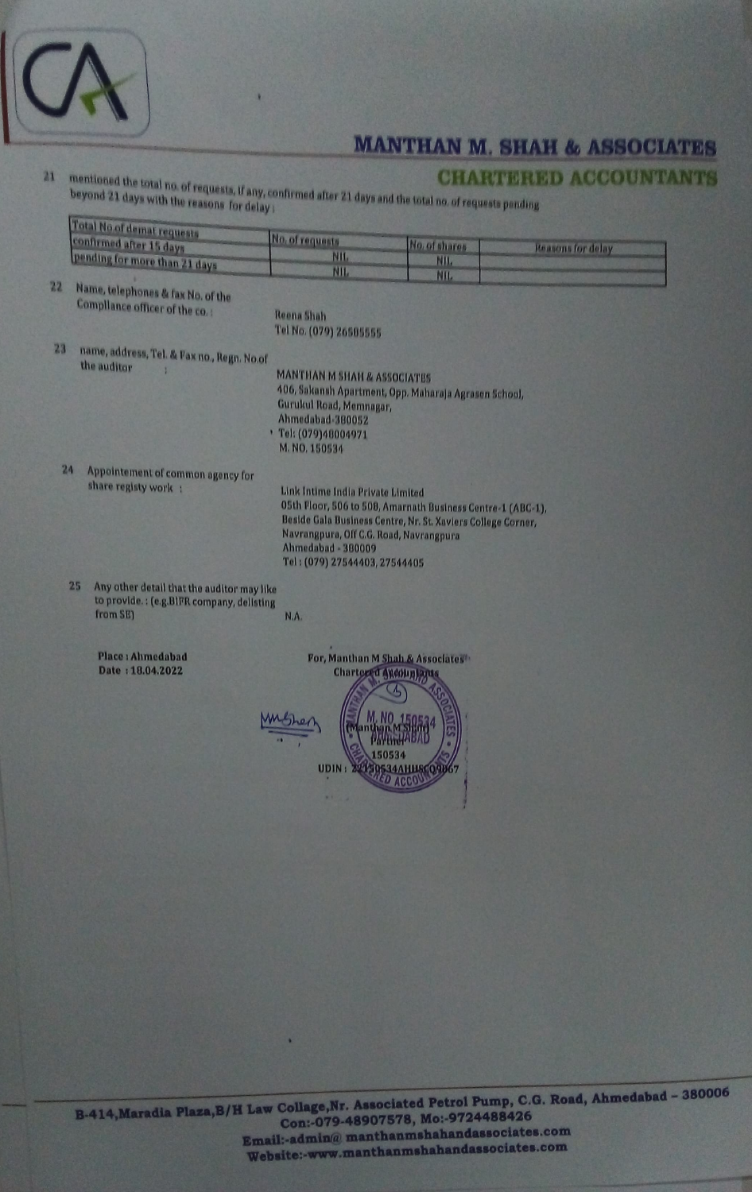# MANTHAN M. SHAH & ASSOCIATES

## CHARTERED ACCOUNTANTS

21 mentioned the total no. of requests, if any, confirmed after 21 days and the total no. of requests pending beyond 21 days with the reasons for delay :

| Total No.of demat requests | No. of requests | No. of shares | Reasons for delay |
|---|---|---|---|
| confirmed after 15 days | NIL | NIL | |
| pending for more than 21 days | NIL | NIL | |

22 Name, telephones & fax No. of the Compliance officer of the co. :

Reena Shah
Tel No. (079) 26585555

23 name, address, Tel. & Fax no., Regn. No.of the auditor :

MANTHAN M SHAH & ASSOCIATES
406, Sakansh Apartment, Opp. Maharaja Agrasen School,
Gurukul Road, Memnagar,
Ahmedabad-380052
Tel: (079)48004971
M. NO. 150534

24 Appointement of common agency for share registy work :

Link Intime India Private Limited
05th Floor, 506 to 508, Amarnath Business Centre-1 (ABC-1),
Beside Gala Business Centre, Nr. St. Xaviers College Corner,
Navrangpura, Off C.G. Road, Navrangpura
Ahmedabad - 380009
Tel : (079) 27544403, 27544405

25 Any other detail that the auditor may like to provide. : (e.g.BIFR company, delisting from SE)

N.A.

Place : Ahmedabad
Date : 18.04.2022

For, Manthan M Shah & Associates
Chartered Accountants

(Manthan M Shah)
Partner
150534
UDIN : 22150534AHHSCQ4867

B-414,Maradia Plaza,B/H Law Collage,Nr. Associated Petrol Pump, C.G. Road, Ahmedabad – 380006
Con:-079-48907578, Mo:-9724488426
Email:-admin@ manthanmshahandassociates.com
Website:-www.manthanmshahandassociates.com